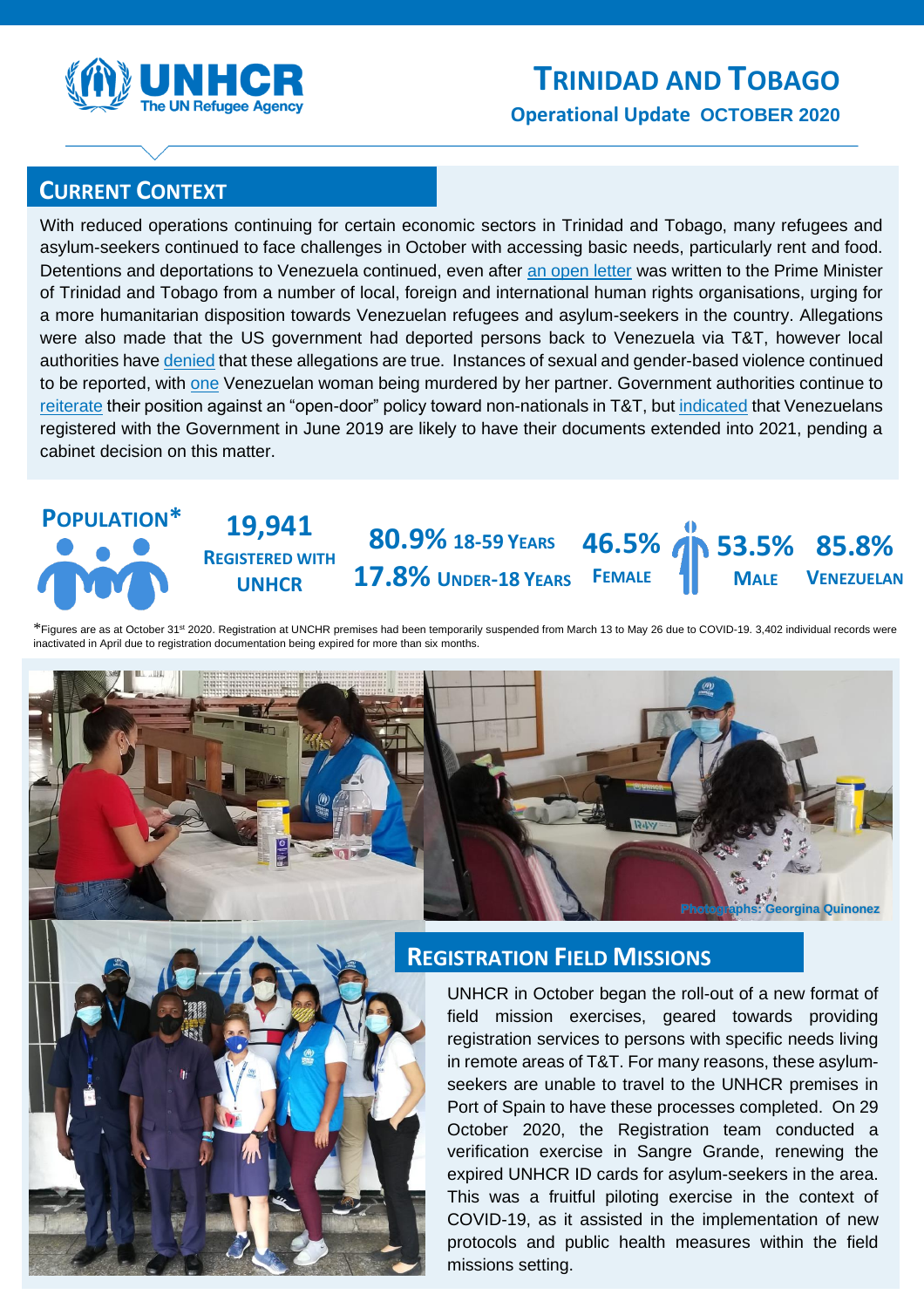UNHCR
The UN Refugee Agency

# TRINIDAD AND TOBAGO

**Operational Update OCTOBER 2020**

## CURRENT CONTEXT

With reduced operations continuing for certain economic sectors in Trinidad and Tobago, many refugees and asylum-seekers continued to face challenges in October with accessing basic needs, particularly rent and food. Detentions and deportations to Venezuela continued, even after an open letter was written to the Prime Minister of Trinidad and Tobago from a number of local, foreign and international human rights organisations, urging for a more humanitarian disposition towards Venezuelan refugees and asylum-seekers in the country. Allegations were also made that the US government had deported persons back to Venezuela via T&T, however local authorities have denied that these allegations are true. Instances of sexual and gender-based violence continued to be reported, with one Venezuelan woman being murdered by her partner. Government authorities continue to reiterate their position against an "open-door" policy toward non-nationals in T&T, but indicated that Venezuelans registered with the Government in June 2019 are likely to have their documents extended into 2021, pending a cabinet decision on this matter.

## POPULATION*

| 19,941 | 80.9% 18-59 YEARS | 46.5% | 53.5% | 85.8% |
|---|---|---|---|---|
| REGISTERED WITH UNHCR | 17.8% UNDER-18 YEARS | FEMALE | MALE | VENEZUELAN |

*Figures are as at October 31st 2020. Registration at UNCHR premises had been temporarily suspended from March 13 to May 26 due to COVID-19. 3,402 individual records were inactivated in April due to registration documentation being expired for more than six months.

Photographs: Georgina Quinonez

## REGISTRATION FIELD MISSIONS

UNHCR in October began the roll-out of a new format of field mission exercises, geared towards providing registration services to persons with specific needs living in remote areas of T&T. For many reasons, these asylum-seekers are unable to travel to the UNHCR premises in Port of Spain to have these processes completed. On 29 October 2020, the Registration team conducted a verification exercise in Sangre Grande, renewing the expired UNHCR ID cards for asylum-seekers in the area. This was a fruitful piloting exercise in the context of COVID-19, as it assisted in the implementation of new protocols and public health measures within the field missions setting.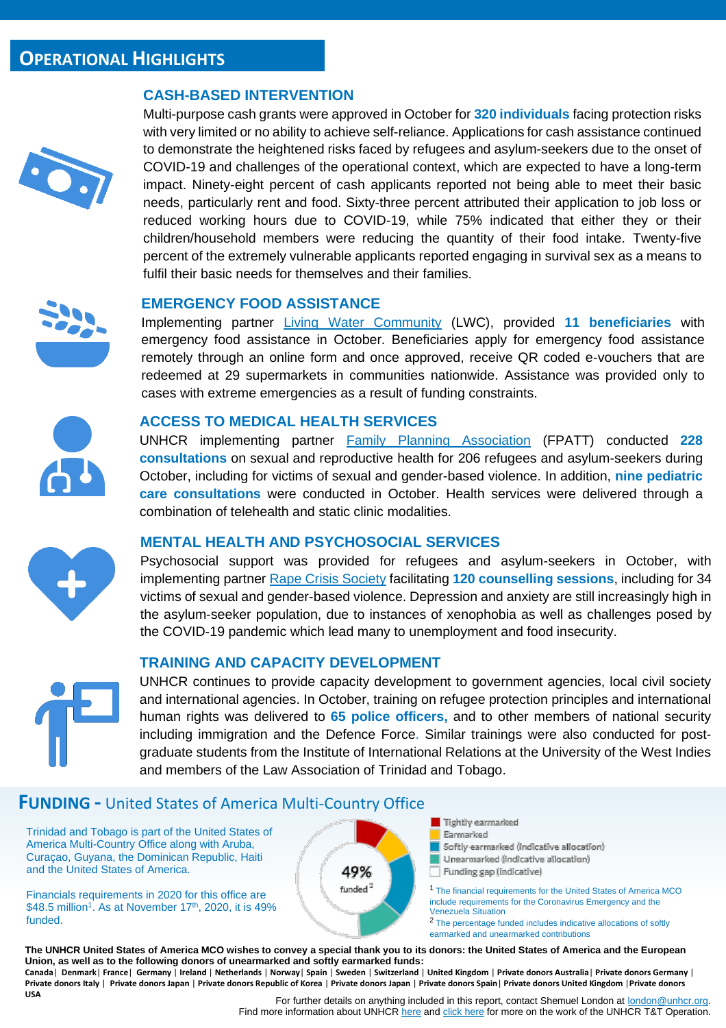## Operational Highlights

### CASH-BASED INTERVENTION

Multi-purpose cash grants were approved in October for **320 individuals** facing protection risks with very limited or no ability to achieve self-reliance. Applications for cash assistance continued to demonstrate the heightened risks faced by refugees and asylum-seekers due to the onset of COVID-19 and challenges of the operational context, which are expected to have a long-term impact. Ninety-eight percent of cash applicants reported not being able to meet their basic needs, particularly rent and food. Sixty-three percent attributed their application to job loss or reduced working hours due to COVID-19, while 75% indicated that either they or their children/household members were reducing the quantity of their food intake. Twenty-five percent of the extremely vulnerable applicants reported engaging in survival sex as a means to fulfil their basic needs for themselves and their families.

### EMERGENCY FOOD ASSISTANCE

Implementing partner Living Water Community (LWC), provided **11 beneficiaries** with emergency food assistance in October. Beneficiaries apply for emergency food assistance remotely through an online form and once approved, receive QR coded e-vouchers that are redeemed at 29 supermarkets in communities nationwide. Assistance was provided only to cases with extreme emergencies as a result of funding constraints.

### ACCESS TO MEDICAL HEALTH SERVICES

UNHCR implementing partner Family Planning Association (FPATT) conducted **228 consultations** on sexual and reproductive health for 206 refugees and asylum-seekers during October, including for victims of sexual and gender-based violence. In addition, **nine pediatric care consultations** were conducted in October. Health services were delivered through a combination of telehealth and static clinic modalities.

### MENTAL HEALTH AND PSYCHOSOCIAL SERVICES

Psychosocial support was provided for refugees and asylum-seekers in October, with implementing partner Rape Crisis Society facilitating **120 counselling sessions**, including for 34 victims of sexual and gender-based violence. Depression and anxiety are still increasingly high in the asylum-seeker population, due to instances of xenophobia as well as challenges posed by the COVID-19 pandemic which lead many to unemployment and food insecurity.

### TRAINING AND CAPACITY DEVELOPMENT

UNHCR continues to provide capacity development to government agencies, local civil society and international agencies. In October, training on refugee protection principles and international human rights was delivered to **65 police officers,** and to other members of national security including immigration and the Defence Force. Similar trainings were also conducted for post-graduate students from the Institute of International Relations at the University of the West Indies and members of the Law Association of Trinidad and Tobago.

## Funding - United States of America Multi-Country Office

Trinidad and Tobago is part of the United States of America Multi-Country Office along with Aruba, Curaçao, Guyana, the Dominican Republic, Haiti and the United States of America.

Financials requirements in 2020 for this office are $48.5 million[1]. As at November 17th, 2020, it is 49% funded.

49%
funded[2]

Tightly earmarked
Earmarked
Softly earmarked (indicative allocation)
Unearmarked (indicative allocation)
Funding gap (indicative)

[1] The financial requirements for the United States of America MCO include requirements for the Coronavirus Emergency and the Venezuela Situation

[2] The percentage funded includes indicative allocations of softly earmarked and unearmarked contributions

**The UNHCR United States of America MCO wishes to convey a special thank you to its donors: the United States of America and the European Union, as well as to the following donors of unearmarked and softly earmarked funds:**

**Canada | Denmark | France | Germany | Ireland | Netherlands | Norway | Spain | Sweden | Switzerland | United Kingdom | Private donors Australia | Private donors Germany | Private donors Italy | Private donors Japan | Private donors Republic of Korea | Private donors Japan | Private donors Spain | Private donors United Kingdom | Private donors USA**

For further details on anything included in this report, contact Shemuel London at london@unhcr.org.
Find more information about UNHCR here and click here for more on the work of the UNHCR T&T Operation.